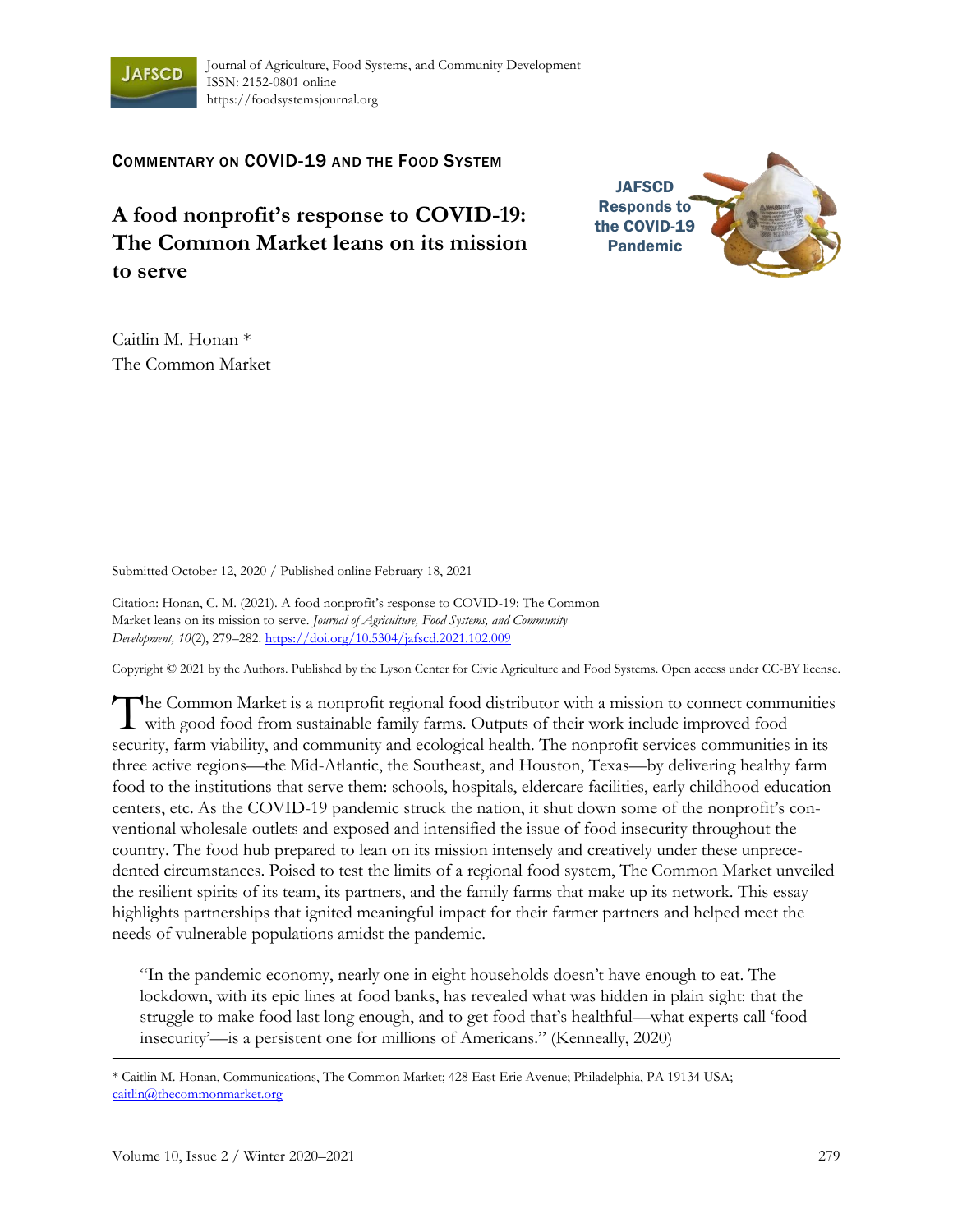COMMENTARY ON COVID-19 AND THE FOOD SYSTEM

# A food nonprofit's response to COVID-19: The Common Market leans on its mission to serve

JAFSCD Responds to the COVID-19 Pandemic

Caitlin M. Honan *
The Common Market

Submitted October 12, 2020 / Published online February 18, 2021

Citation: Honan, C. M. (2021). A food nonprofit's response to COVID-19: The Common Market leans on its mission to serve. *Journal of Agriculture, Food Systems, and Community Development, 10*(2), 279–282. https://doi.org/10.5304/jafscd.2021.102.009

Copyright © 2021 by the Authors. Published by the Lyson Center for Civic Agriculture and Food Systems. Open access under CC-BY license.

The Common Market is a nonprofit regional food distributor with a mission to connect communities with good food from sustainable family farms. Outputs of their work include improved food security, farm viability, and community and ecological health. The nonprofit services communities in its three active regions—the Mid-Atlantic, the Southeast, and Houston, Texas—by delivering healthy farm food to the institutions that serve them: schools, hospitals, eldercare facilities, early childhood education centers, etc. As the COVID-19 pandemic struck the nation, it shut down some of the nonprofit's conventional wholesale outlets and exposed and intensified the issue of food insecurity throughout the country. The food hub prepared to lean on its mission intensely and creatively under these unprecedented circumstances. Poised to test the limits of a regional food system, The Common Market unveiled the resilient spirits of its team, its partners, and the family farms that make up its network. This essay highlights partnerships that ignited meaningful impact for their farmer partners and helped meet the needs of vulnerable populations amidst the pandemic.

> "In the pandemic economy, nearly one in eight households doesn't have enough to eat. The lockdown, with its epic lines at food banks, has revealed what was hidden in plain sight: that the struggle to make food last long enough, and to get food that's healthful—what experts call 'food insecurity'—is a persistent one for millions of Americans." (Kenneally, 2020)

* Caitlin M. Honan, Communications, The Common Market; 428 East Erie Avenue; Philadelphia, PA 19134 USA; caitlin@thecommonmarket.org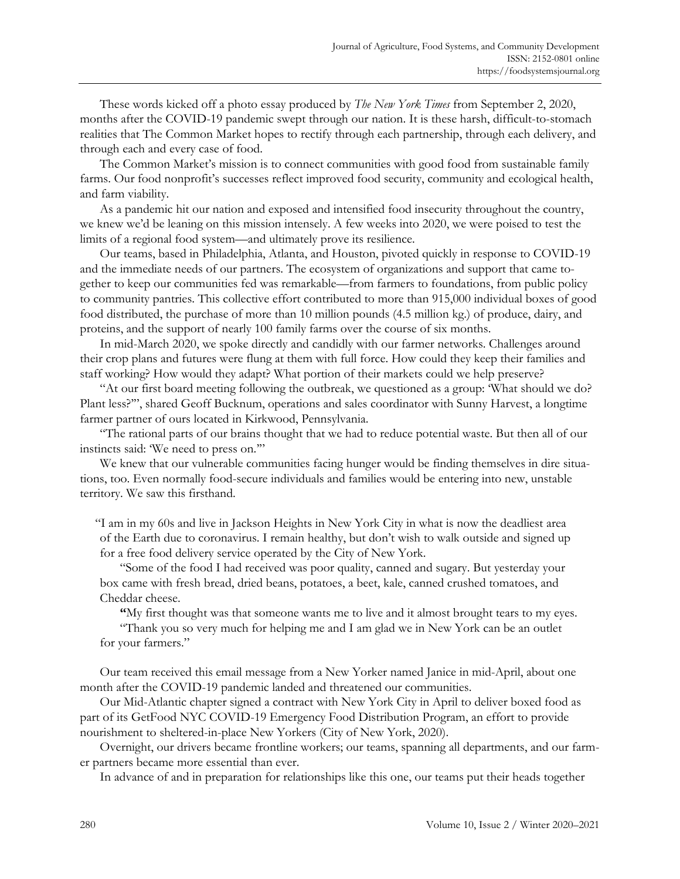These words kicked off a photo essay produced by *The New York Times* from September 2, 2020, months after the COVID-19 pandemic swept through our nation. It is these harsh, difficult-to-stomach realities that The Common Market hopes to rectify through each partnership, through each delivery, and through each and every case of food.

The Common Market's mission is to connect communities with good food from sustainable family farms. Our food nonprofit's successes reflect improved food security, community and ecological health, and farm viability.

As a pandemic hit our nation and exposed and intensified food insecurity throughout the country, we knew we'd be leaning on this mission intensely. A few weeks into 2020, we were poised to test the limits of a regional food system—and ultimately prove its resilience.

Our teams, based in Philadelphia, Atlanta, and Houston, pivoted quickly in response to COVID-19 and the immediate needs of our partners. The ecosystem of organizations and support that came together to keep our communities fed was remarkable—from farmers to foundations, from public policy to community pantries. This collective effort contributed to more than 915,000 individual boxes of good food distributed, the purchase of more than 10 million pounds (4.5 million kg.) of produce, dairy, and proteins, and the support of nearly 100 family farms over the course of six months.

In mid-March 2020, we spoke directly and candidly with our farmer networks. Challenges around their crop plans and futures were flung at them with full force. How could they keep their families and staff working? How would they adapt? What portion of their markets could we help preserve?

"At our first board meeting following the outbreak, we questioned as a group: 'What should we do? Plant less?'", shared Geoff Bucknum, operations and sales coordinator with Sunny Harvest, a longtime farmer partner of ours located in Kirkwood, Pennsylvania.

"The rational parts of our brains thought that we had to reduce potential waste. But then all of our instincts said: 'We need to press on.'"

We knew that our vulnerable communities facing hunger would be finding themselves in dire situations, too. Even normally food-secure individuals and families would be entering into new, unstable territory. We saw this firsthand.

> "I am in my 60s and live in Jackson Heights in New York City in what is now the deadliest area of the Earth due to coronavirus. I remain healthy, but don't wish to walk outside and signed up for a free food delivery service operated by the City of New York.
>
> "Some of the food I had received was poor quality, canned and sugary. But yesterday your box came with fresh bread, dried beans, potatoes, a beet, kale, canned crushed tomatoes, and Cheddar cheese.
>
> **"**My first thought was that someone wants me to live and it almost brought tears to my eyes.
>
> "Thank you so very much for helping me and I am glad we in New York can be an outlet for your farmers."

Our team received this email message from a New Yorker named Janice in mid-April, about one month after the COVID-19 pandemic landed and threatened our communities.

Our Mid-Atlantic chapter signed a contract with New York City in April to deliver boxed food as part of its GetFood NYC COVID-19 Emergency Food Distribution Program, an effort to provide nourishment to sheltered-in-place New Yorkers (City of New York, 2020).

Overnight, our drivers became frontline workers; our teams, spanning all departments, and our farmer partners became more essential than ever.

In advance of and in preparation for relationships like this one, our teams put their heads together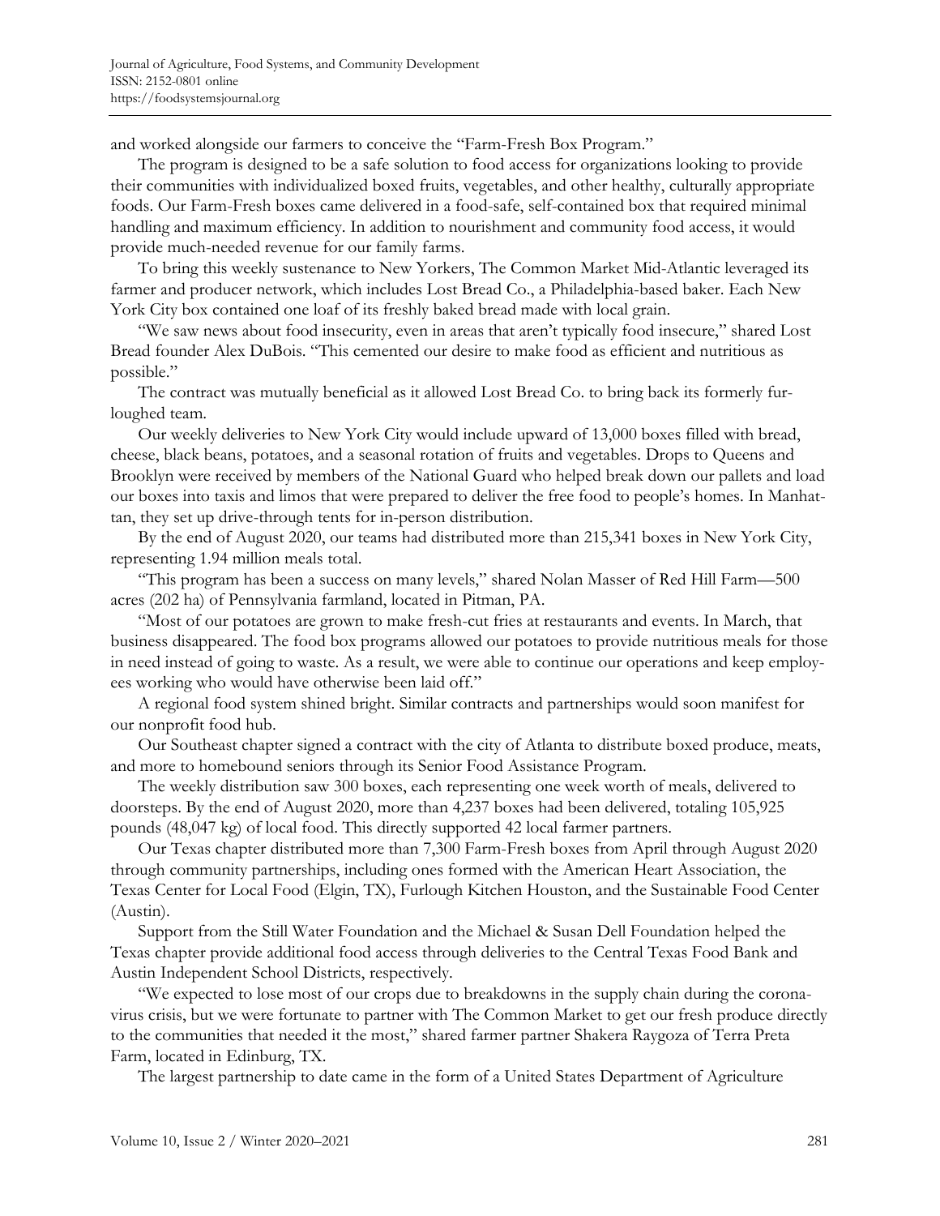and worked alongside our farmers to conceive the "Farm-Fresh Box Program."

The program is designed to be a safe solution to food access for organizations looking to provide their communities with individualized boxed fruits, vegetables, and other healthy, culturally appropriate foods. Our Farm-Fresh boxes came delivered in a food-safe, self-contained box that required minimal handling and maximum efficiency. In addition to nourishment and community food access, it would provide much-needed revenue for our family farms.

To bring this weekly sustenance to New Yorkers, The Common Market Mid-Atlantic leveraged its farmer and producer network, which includes Lost Bread Co., a Philadelphia-based baker. Each New York City box contained one loaf of its freshly baked bread made with local grain.

"We saw news about food insecurity, even in areas that aren't typically food insecure," shared Lost Bread founder Alex DuBois. "This cemented our desire to make food as efficient and nutritious as possible."

The contract was mutually beneficial as it allowed Lost Bread Co. to bring back its formerly furloughed team.

Our weekly deliveries to New York City would include upward of 13,000 boxes filled with bread, cheese, black beans, potatoes, and a seasonal rotation of fruits and vegetables. Drops to Queens and Brooklyn were received by members of the National Guard who helped break down our pallets and load our boxes into taxis and limos that were prepared to deliver the free food to people's homes. In Manhattan, they set up drive-through tents for in-person distribution.

By the end of August 2020, our teams had distributed more than 215,341 boxes in New York City, representing 1.94 million meals total.

"This program has been a success on many levels," shared Nolan Masser of Red Hill Farm—500 acres (202 ha) of Pennsylvania farmland, located in Pitman, PA.

"Most of our potatoes are grown to make fresh-cut fries at restaurants and events. In March, that business disappeared. The food box programs allowed our potatoes to provide nutritious meals for those in need instead of going to waste. As a result, we were able to continue our operations and keep employees working who would have otherwise been laid off."

A regional food system shined bright. Similar contracts and partnerships would soon manifest for our nonprofit food hub.

Our Southeast chapter signed a contract with the city of Atlanta to distribute boxed produce, meats, and more to homebound seniors through its Senior Food Assistance Program.

The weekly distribution saw 300 boxes, each representing one week worth of meals, delivered to doorsteps. By the end of August 2020, more than 4,237 boxes had been delivered, totaling 105,925 pounds (48,047 kg) of local food. This directly supported 42 local farmer partners.

Our Texas chapter distributed more than 7,300 Farm-Fresh boxes from April through August 2020 through community partnerships, including ones formed with the American Heart Association, the Texas Center for Local Food (Elgin, TX), Furlough Kitchen Houston, and the Sustainable Food Center (Austin).

Support from the Still Water Foundation and the Michael & Susan Dell Foundation helped the Texas chapter provide additional food access through deliveries to the Central Texas Food Bank and Austin Independent School Districts, respectively.

"We expected to lose most of our crops due to breakdowns in the supply chain during the coronavirus crisis, but we were fortunate to partner with The Common Market to get our fresh produce directly to the communities that needed it the most," shared farmer partner Shakera Raygoza of Terra Preta Farm, located in Edinburg, TX.

The largest partnership to date came in the form of a United States Department of Agriculture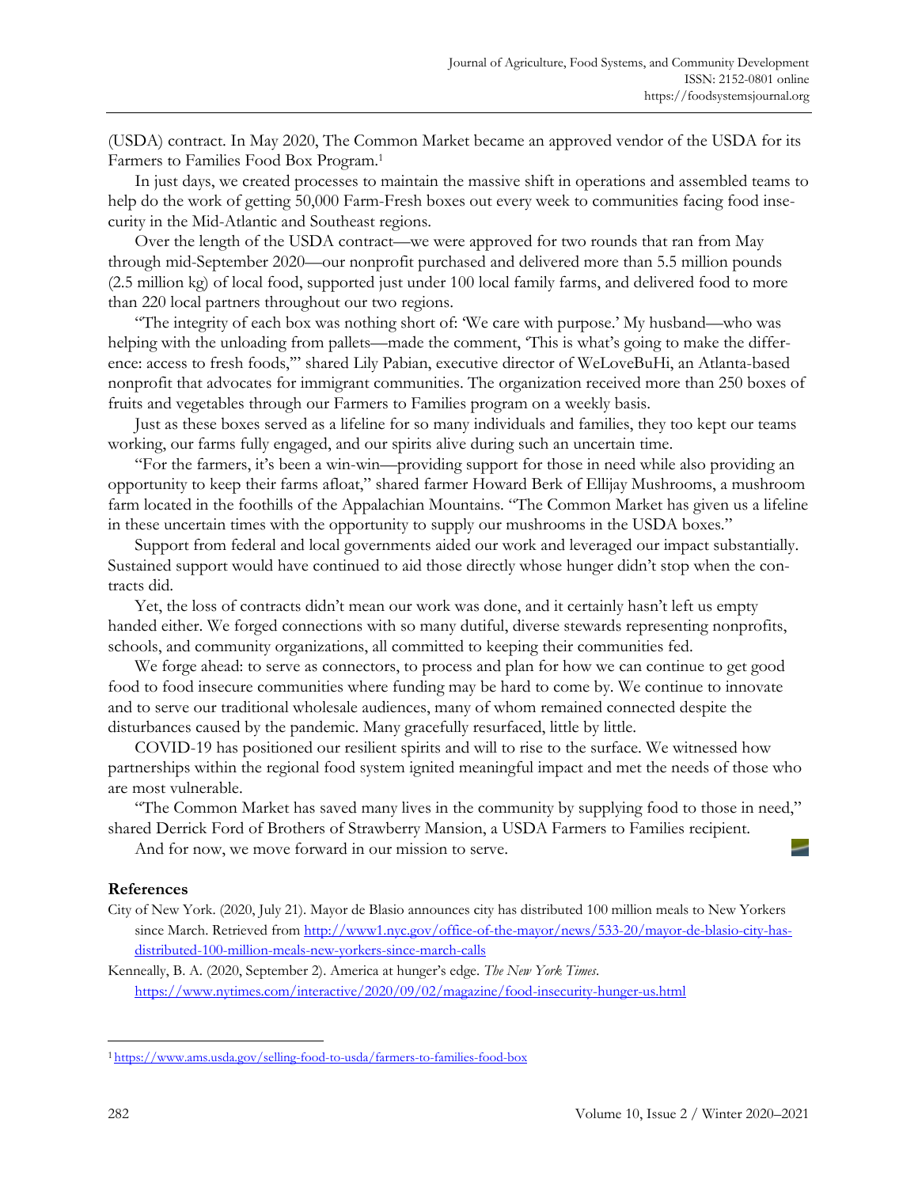(USDA) contract. In May 2020, The Common Market became an approved vendor of the USDA for its Farmers to Families Food Box Program.[1]

In just days, we created processes to maintain the massive shift in operations and assembled teams to help do the work of getting 50,000 Farm-Fresh boxes out every week to communities facing food insecurity in the Mid-Atlantic and Southeast regions.

Over the length of the USDA contract—we were approved for two rounds that ran from May through mid-September 2020—our nonprofit purchased and delivered more than 5.5 million pounds (2.5 million kg) of local food, supported just under 100 local family farms, and delivered food to more than 220 local partners throughout our two regions.

"The integrity of each box was nothing short of: 'We care with purpose.' My husband—who was helping with the unloading from pallets—made the comment, 'This is what's going to make the difference: access to fresh foods,'" shared Lily Pabian, executive director of WeLoveBuHi, an Atlanta-based nonprofit that advocates for immigrant communities. The organization received more than 250 boxes of fruits and vegetables through our Farmers to Families program on a weekly basis.

Just as these boxes served as a lifeline for so many individuals and families, they too kept our teams working, our farms fully engaged, and our spirits alive during such an uncertain time.

"For the farmers, it's been a win-win—providing support for those in need while also providing an opportunity to keep their farms afloat," shared farmer Howard Berk of Ellijay Mushrooms, a mushroom farm located in the foothills of the Appalachian Mountains. "The Common Market has given us a lifeline in these uncertain times with the opportunity to supply our mushrooms in the USDA boxes."

Support from federal and local governments aided our work and leveraged our impact substantially. Sustained support would have continued to aid those directly whose hunger didn't stop when the contracts did.

Yet, the loss of contracts didn't mean our work was done, and it certainly hasn't left us empty handed either. We forged connections with so many dutiful, diverse stewards representing nonprofits, schools, and community organizations, all committed to keeping their communities fed.

We forge ahead: to serve as connectors, to process and plan for how we can continue to get good food to food insecure communities where funding may be hard to come by. We continue to innovate and to serve our traditional wholesale audiences, many of whom remained connected despite the disturbances caused by the pandemic. Many gracefully resurfaced, little by little.

COVID-19 has positioned our resilient spirits and will to rise to the surface. We witnessed how partnerships within the regional food system ignited meaningful impact and met the needs of those who are most vulnerable.

"The Common Market has saved many lives in the community by supplying food to those in need," shared Derrick Ford of Brothers of Strawberry Mansion, a USDA Farmers to Families recipient.

And for now, we move forward in our mission to serve.

## References

City of New York. (2020, July 21). Mayor de Blasio announces city has distributed 100 million meals to New Yorkers since March. Retrieved from http://www1.nyc.gov/office-of-the-mayor/news/533-20/mayor-de-blasio-city-has-distributed-100-million-meals-new-yorkers-since-march-calls

Kenneally, B. A. (2020, September 2). America at hunger's edge. *The New York Times*. https://www.nytimes.com/interactive/2020/09/02/magazine/food-insecurity-hunger-us.html

---

[1] https://www.ams.usda.gov/selling-food-to-usda/farmers-to-families-food-box